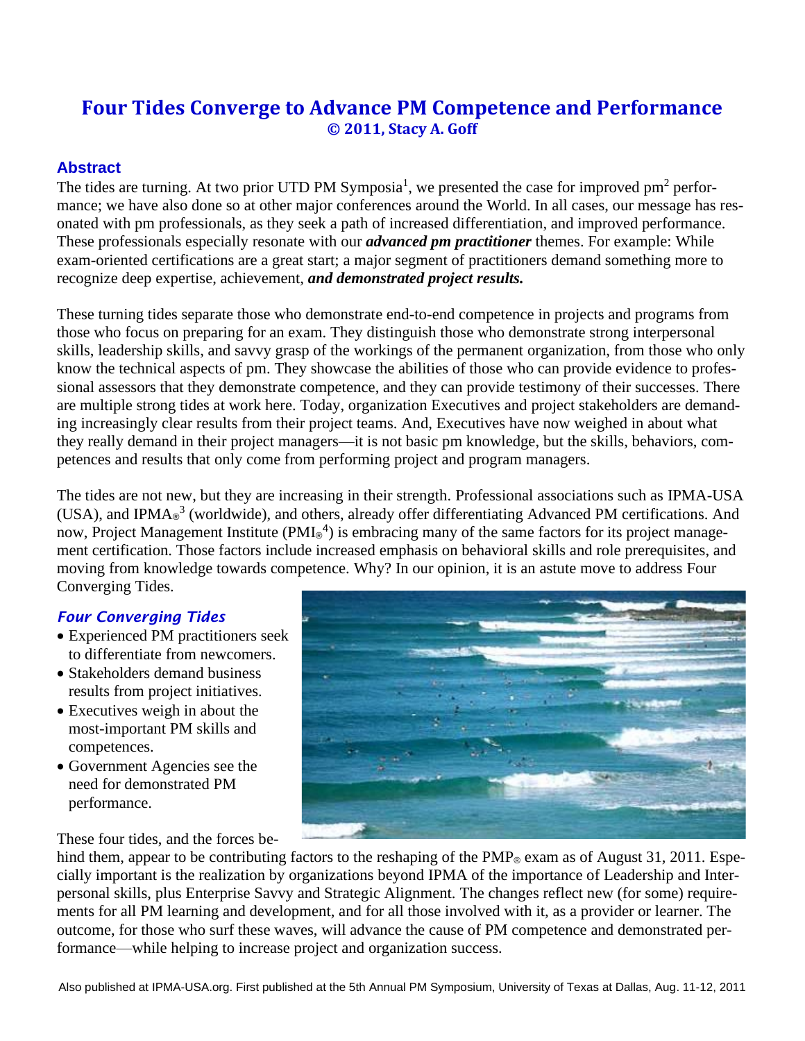# Four Tides Converge to Advance PM Competence and Performance

**© 2011, Stacy A. Goff**

## Abstract

The tides are turning. At two prior UTD PM Symposia[1], we presented the case for improved pm[2] performance; we have also done so at other major conferences around the World. In all cases, our message has resonated with pm professionals, as they seek a path of increased differentiation, and improved performance. These professionals especially resonate with our ***advanced pm practitioner*** themes. For example: While exam-oriented certifications are a great start; a major segment of practitioners demand something more to recognize deep expertise, achievement, ***and demonstrated project results.***

These turning tides separate those who demonstrate end-to-end competence in projects and programs from those who focus on preparing for an exam. They distinguish those who demonstrate strong interpersonal skills, leadership skills, and savvy grasp of the workings of the permanent organization, from those who only know the technical aspects of pm. They showcase the abilities of those who can provide evidence to professional assessors that they demonstrate competence, and they can provide testimony of their successes. There are multiple strong tides at work here. Today, organization Executives and project stakeholders are demanding increasingly clear results from their project teams. And, Executives have now weighed in about what they really demand in their project managers—it is not basic pm knowledge, but the skills, behaviors, competences and results that only come from performing project and program managers.

The tides are not new, but they are increasing in their strength. Professional associations such as IPMA-USA (USA), and IPMA®[3] (worldwide), and others, already offer differentiating Advanced PM certifications. And now, Project Management Institute (PMI®[4]) is embracing many of the same factors for its project management certification. Those factors include increased emphasis on behavioral skills and role prerequisites, and moving from knowledge towards competence. Why? In our opinion, it is an astute move to address Four Converging Tides.

### *Four Converging Tides*

- Experienced PM practitioners seek to differentiate from newcomers.
- Stakeholders demand business results from project initiatives.
- Executives weigh in about the most-important PM skills and competences.
- Government Agencies see the need for demonstrated PM performance.

These four tides, and the forces behind them, appear to be contributing factors to the reshaping of the PMP® exam as of August 31, 2011. Especially important is the realization by organizations beyond IPMA of the importance of Leadership and Interpersonal skills, plus Enterprise Savvy and Strategic Alignment. The changes reflect new (for some) requirements for all PM learning and development, and for all those involved with it, as a provider or learner. The outcome, for those who surf these waves, will advance the cause of PM competence and demonstrated performance—while helping to increase project and organization success.

Also published at IPMA-USA.org. First published at the 5th Annual PM Symposium, University of Texas at Dallas, Aug. 11-12, 2011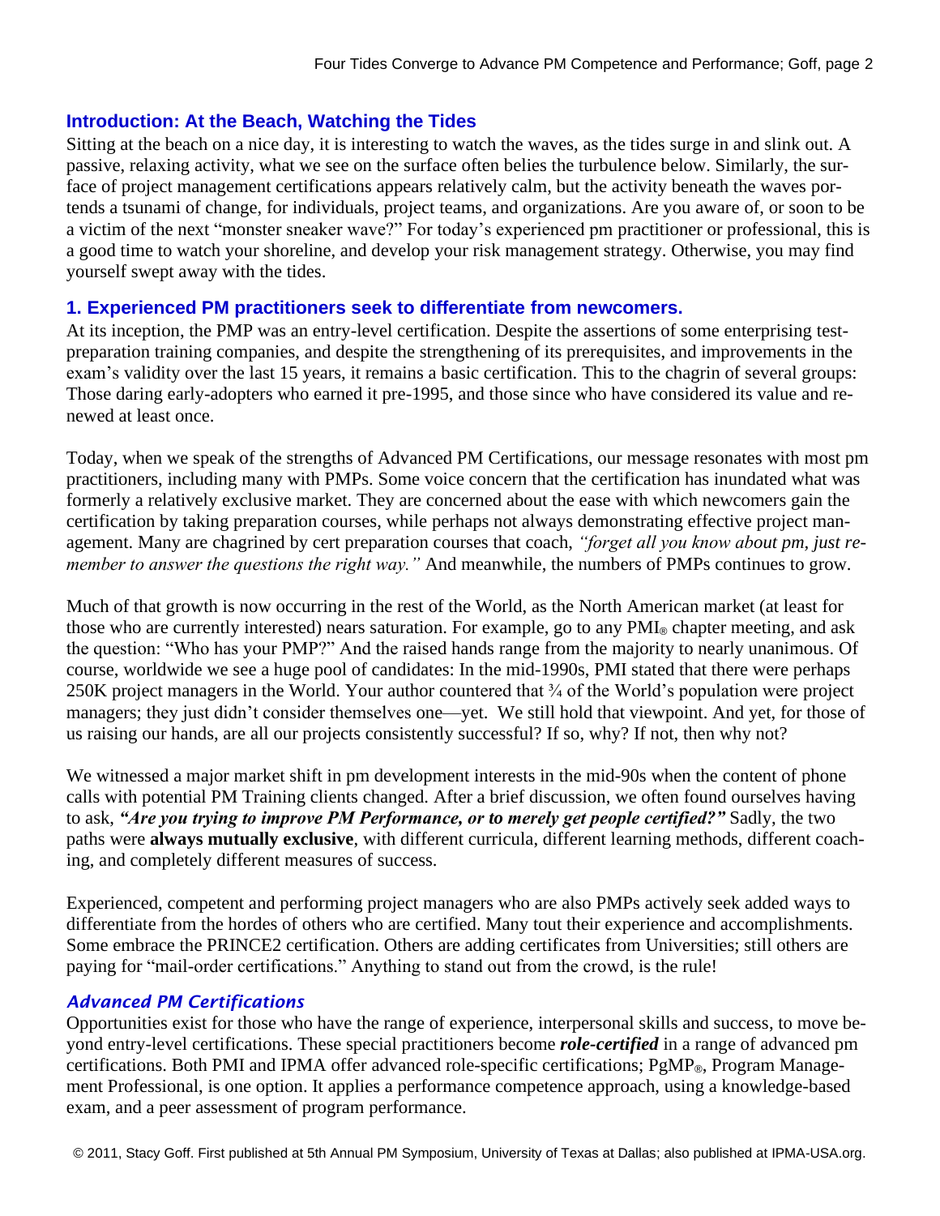## Introduction: At the Beach, Watching the Tides

Sitting at the beach on a nice day, it is interesting to watch the waves, as the tides surge in and slink out. A passive, relaxing activity, what we see on the surface often belies the turbulence below. Similarly, the surface of project management certifications appears relatively calm, but the activity beneath the waves portends a tsunami of change, for individuals, project teams, and organizations. Are you aware of, or soon to be a victim of the next "monster sneaker wave?" For today's experienced pm practitioner or professional, this is a good time to watch your shoreline, and develop your risk management strategy. Otherwise, you may find yourself swept away with the tides.

## 1. Experienced PM practitioners seek to differentiate from newcomers.

At its inception, the PMP was an entry-level certification. Despite the assertions of some enterprising test-preparation training companies, and despite the strengthening of its prerequisites, and improvements in the exam's validity over the last 15 years, it remains a basic certification. This to the chagrin of several groups: Those daring early-adopters who earned it pre-1995, and those since who have considered its value and renewed at least once.

Today, when we speak of the strengths of Advanced PM Certifications, our message resonates with most pm practitioners, including many with PMPs. Some voice concern that the certification has inundated what was formerly a relatively exclusive market. They are concerned about the ease with which newcomers gain the certification by taking preparation courses, while perhaps not always demonstrating effective project management. Many are chagrined by cert preparation courses that coach, *"forget all you know about pm, just remember to answer the questions the right way."* And meanwhile, the numbers of PMPs continues to grow.

Much of that growth is now occurring in the rest of the World, as the North American market (at least for those who are currently interested) nears saturation. For example, go to any PMI® chapter meeting, and ask the question: "Who has your PMP?" And the raised hands range from the majority to nearly unanimous. Of course, worldwide we see a huge pool of candidates: In the mid-1990s, PMI stated that there were perhaps 250K project managers in the World. Your author countered that ¾ of the World's population were project managers; they just didn't consider themselves one—yet. We still hold that viewpoint. And yet, for those of us raising our hands, are all our projects consistently successful? If so, why? If not, then why not?

We witnessed a major market shift in pm development interests in the mid-90s when the content of phone calls with potential PM Training clients changed. After a brief discussion, we often found ourselves having to ask, ***"Are you trying to improve PM Performance, or to merely get people certified?"*** Sadly, the two paths were **always mutually exclusive**, with different curricula, different learning methods, different coaching, and completely different measures of success.

Experienced, competent and performing project managers who are also PMPs actively seek added ways to differentiate from the hordes of others who are certified. Many tout their experience and accomplishments. Some embrace the PRINCE2 certification. Others are adding certificates from Universities; still others are paying for "mail-order certifications." Anything to stand out from the crowd, is the rule!

### *Advanced PM Certifications*

Opportunities exist for those who have the range of experience, interpersonal skills and success, to move beyond entry-level certifications. These special practitioners become ***role-certified*** in a range of advanced pm certifications. Both PMI and IPMA offer advanced role-specific certifications; PgMP®, Program Management Professional, is one option. It applies a performance competence approach, using a knowledge-based exam, and a peer assessment of program performance.

© 2011, Stacy Goff. First published at 5th Annual PM Symposium, University of Texas at Dallas; also published at IPMA-USA.org.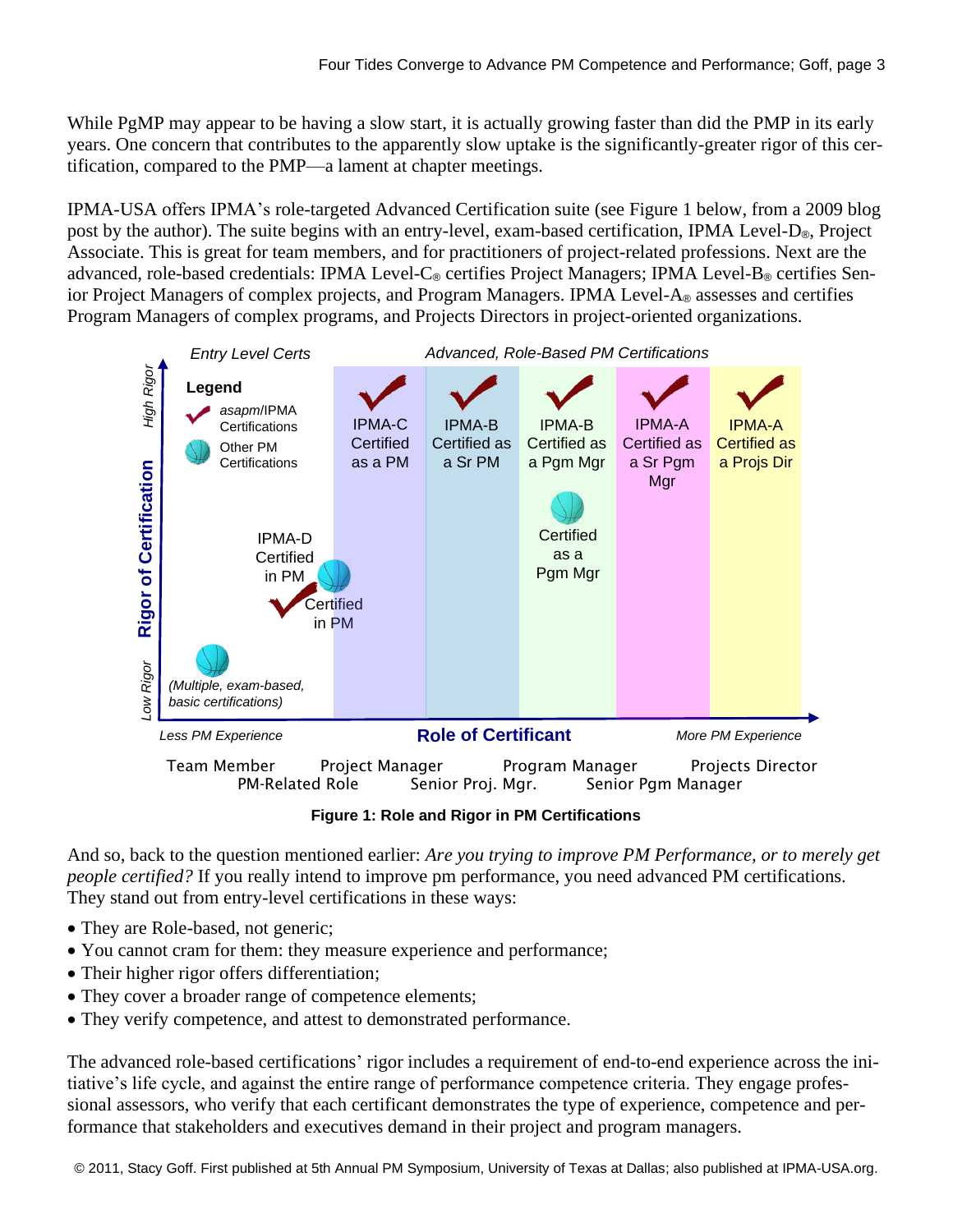While PgMP may appear to be having a slow start, it is actually growing faster than did the PMP in its early years. One concern that contributes to the apparently slow uptake is the significantly-greater rigor of this certification, compared to the PMP—a lament at chapter meetings.

IPMA-USA offers IPMA's role-targeted Advanced Certification suite (see Figure 1 below, from a 2009 blog post by the author). The suite begins with an entry-level, exam-based certification, IPMA Level-D®, Project Associate. This is great for team members, and for practitioners of project-related professions. Next are the advanced, role-based credentials: IPMA Level-C® certifies Project Managers; IPMA Level-B® certifies Senior Project Managers of complex projects, and Program Managers. IPMA Level-A® assesses and certifies Program Managers of complex programs, and Projects Directors in project-oriented organizations.

Entry Level Certs | Advanced, Role-Based PM Certifications

Legend: asapm/IPMA Certifications; Other PM Certifications

Rigor of Certification (Low Rigor to High Rigor)

- (Multiple, exam-based, basic certifications)
- IPMA-D Certified in PM
- Certified in PM
- IPMA-C Certified as a PM
- IPMA-B Certified as a Sr PM
- IPMA-B Certified as a Pgm Mgr
- Certified as a Pgm Mgr
- IPMA-A Certified as a Sr Pgm Mgr
- IPMA-A Certified as a Projs Dir

Role of Certificant (Less PM Experience to More PM Experience)

Team Member, PM-Related Role, Project Manager, Senior Proj. Mgr., Program Manager, Senior Pgm Manager, Projects Director

**Figure 1: Role and Rigor in PM Certifications**

And so, back to the question mentioned earlier: *Are you trying to improve PM Performance, or to merely get people certified?* If you really intend to improve pm performance, you need advanced PM certifications. They stand out from entry-level certifications in these ways:

- They are Role-based, not generic;
- You cannot cram for them: they measure experience and performance;
- Their higher rigor offers differentiation;
- They cover a broader range of competence elements;
- They verify competence, and attest to demonstrated performance.

The advanced role-based certifications' rigor includes a requirement of end-to-end experience across the initiative's life cycle, and against the entire range of performance competence criteria. They engage professional assessors, who verify that each certificant demonstrates the type of experience, competence and performance that stakeholders and executives demand in their project and program managers.

© 2011, Stacy Goff. First published at 5th Annual PM Symposium, University of Texas at Dallas; also published at IPMA-USA.org.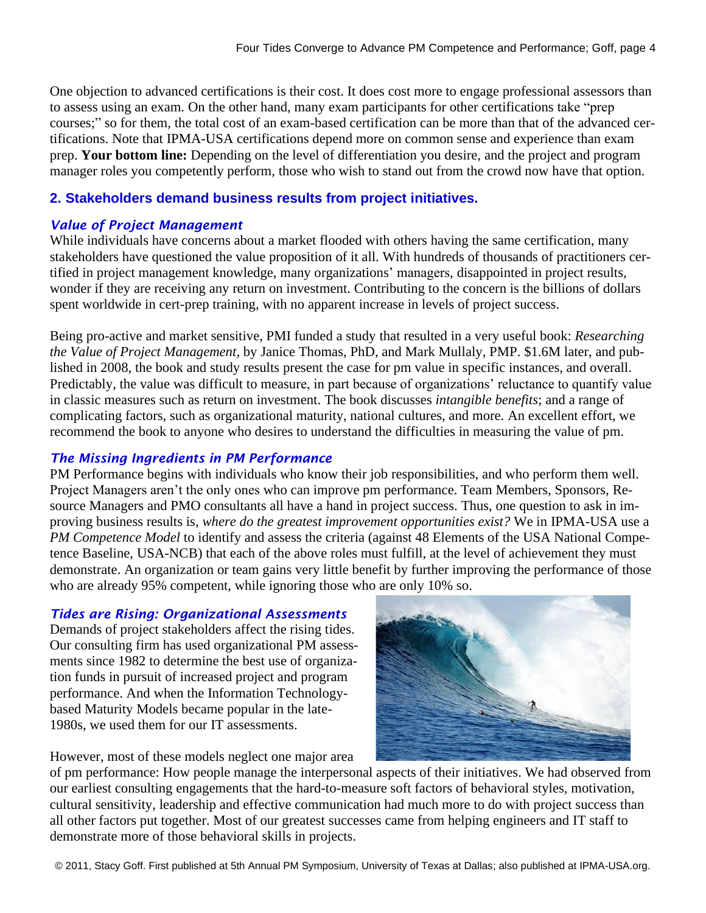One objection to advanced certifications is their cost. It does cost more to engage professional assessors than to assess using an exam. On the other hand, many exam participants for other certifications take "prep courses;" so for them, the total cost of an exam-based certification can be more than that of the advanced certifications. Note that IPMA-USA certifications depend more on common sense and experience than exam prep. **Your bottom line:** Depending on the level of differentiation you desire, and the project and program manager roles you competently perform, those who wish to stand out from the crowd now have that option.

## 2. Stakeholders demand business results from project initiatives.

### *Value of Project Management*

While individuals have concerns about a market flooded with others having the same certification, many stakeholders have questioned the value proposition of it all. With hundreds of thousands of practitioners certified in project management knowledge, many organizations' managers, disappointed in project results, wonder if they are receiving any return on investment. Contributing to the concern is the billions of dollars spent worldwide in cert-prep training, with no apparent increase in levels of project success.

Being pro-active and market sensitive, PMI funded a study that resulted in a very useful book: *Researching the Value of Project Management*, by Janice Thomas, PhD, and Mark Mullaly, PMP. $1.6M later, and published in 2008, the book and study results present the case for pm value in specific instances, and overall. Predictably, the value was difficult to measure, in part because of organizations' reluctance to quantify value in classic measures such as return on investment. The book discusses *intangible benefits*; and a range of complicating factors, such as organizational maturity, national cultures, and more. An excellent effort, we recommend the book to anyone who desires to understand the difficulties in measuring the value of pm.

### *The Missing Ingredients in PM Performance*

PM Performance begins with individuals who know their job responsibilities, and who perform them well. Project Managers aren't the only ones who can improve pm performance. Team Members, Sponsors, Resource Managers and PMO consultants all have a hand in project success. Thus, one question to ask in improving business results is, *where do the greatest improvement opportunities exist?* We in IPMA-USA use a *PM Competence Model* to identify and assess the criteria (against 48 Elements of the USA National Competence Baseline, USA-NCB) that each of the above roles must fulfill, at the level of achievement they must demonstrate. An organization or team gains very little benefit by further improving the performance of those who are already 95% competent, while ignoring those who are only 10% so.

### *Tides are Rising: Organizational Assessments*

Demands of project stakeholders affect the rising tides. Our consulting firm has used organizational PM assessments since 1982 to determine the best use of organization funds in pursuit of increased project and program performance. And when the Information Technology-based Maturity Models became popular in the late-1980s, we used them for our IT assessments.

However, most of these models neglect one major area of pm performance: How people manage the interpersonal aspects of their initiatives. We had observed from our earliest consulting engagements that the hard-to-measure soft factors of behavioral styles, motivation, cultural sensitivity, leadership and effective communication had much more to do with project success than all other factors put together. Most of our greatest successes came from helping engineers and IT staff to demonstrate more of those behavioral skills in projects.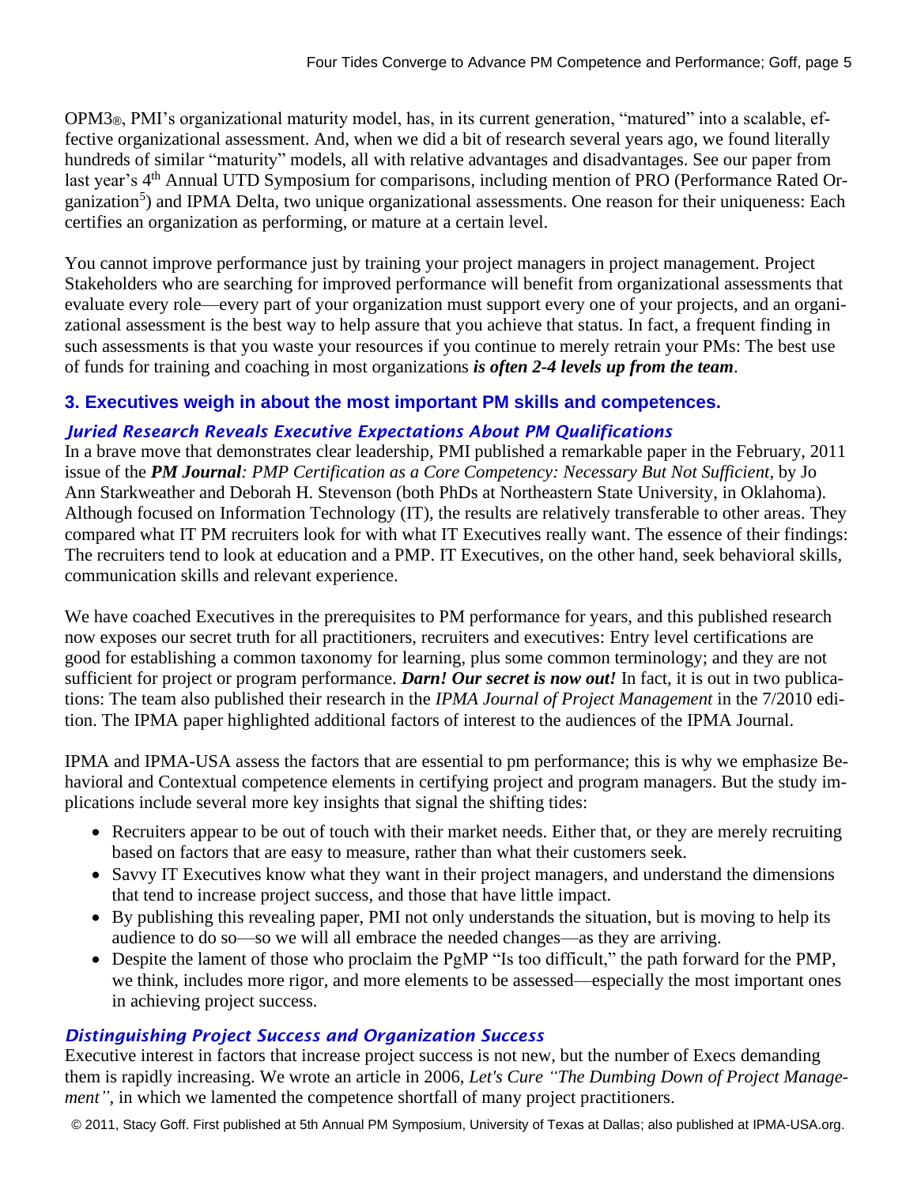OPM3®, PMI's organizational maturity model, has, in its current generation, "matured" into a scalable, effective organizational assessment. And, when we did a bit of research several years ago, we found literally hundreds of similar "maturity" models, all with relative advantages and disadvantages. See our paper from last year's 4th Annual UTD Symposium for comparisons, including mention of PRO (Performance Rated Organization[5]) and IPMA Delta, two unique organizational assessments. One reason for their uniqueness: Each certifies an organization as performing, or mature at a certain level.

You cannot improve performance just by training your project managers in project management. Project Stakeholders who are searching for improved performance will benefit from organizational assessments that evaluate every role—every part of your organization must support every one of your projects, and an organizational assessment is the best way to help assure that you achieve that status. In fact, a frequent finding in such assessments is that you waste your resources if you continue to merely retrain your PMs: The best use of funds for training and coaching in most organizations ***is often 2-4 levels up from the team***.

## 3. Executives weigh in about the most important PM skills and competences.

### *Juried Research Reveals Executive Expectations About PM Qualifications*

In a brave move that demonstrates clear leadership, PMI published a remarkable paper in the February, 2011 issue of the ***PM Journal****: PMP Certification as a Core Competency: Necessary But Not Sufficient*, by Jo Ann Starkweather and Deborah H. Stevenson (both PhDs at Northeastern State University, in Oklahoma). Although focused on Information Technology (IT), the results are relatively transferable to other areas. They compared what IT PM recruiters look for with what IT Executives really want. The essence of their findings: The recruiters tend to look at education and a PMP. IT Executives, on the other hand, seek behavioral skills, communication skills and relevant experience.

We have coached Executives in the prerequisites to PM performance for years, and this published research now exposes our secret truth for all practitioners, recruiters and executives: Entry level certifications are good for establishing a common taxonomy for learning, plus some common terminology; and they are not sufficient for project or program performance. ***Darn! Our secret is now out!*** In fact, it is out in two publications: The team also published their research in the *IPMA Journal of Project Management* in the 7/2010 edition. The IPMA paper highlighted additional factors of interest to the audiences of the IPMA Journal.

IPMA and IPMA-USA assess the factors that are essential to pm performance; this is why we emphasize Behavioral and Contextual competence elements in certifying project and program managers. But the study implications include several more key insights that signal the shifting tides:

- Recruiters appear to be out of touch with their market needs. Either that, or they are merely recruiting based on factors that are easy to measure, rather than what their customers seek.
- Savvy IT Executives know what they want in their project managers, and understand the dimensions that tend to increase project success, and those that have little impact.
- By publishing this revealing paper, PMI not only understands the situation, but is moving to help its audience to do so—so we will all embrace the needed changes—as they are arriving.
- Despite the lament of those who proclaim the PgMP "Is too difficult," the path forward for the PMP, we think, includes more rigor, and more elements to be assessed—especially the most important ones in achieving project success.

### *Distinguishing Project Success and Organization Success*

Executive interest in factors that increase project success is not new, but the number of Execs demanding them is rapidly increasing. We wrote an article in 2006, *Let's Cure "The Dumbing Down of Project Management"*, in which we lamented the competence shortfall of many project practitioners.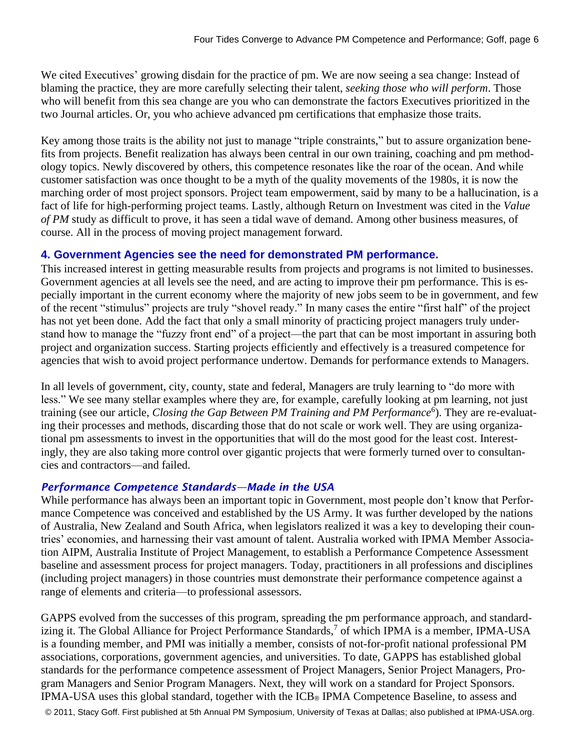We cited Executives' growing disdain for the practice of pm. We are now seeing a sea change: Instead of blaming the practice, they are more carefully selecting their talent, *seeking those who will perform*. Those who will benefit from this sea change are you who can demonstrate the factors Executives prioritized in the two Journal articles. Or, you who achieve advanced pm certifications that emphasize those traits.

Key among those traits is the ability not just to manage "triple constraints," but to assure organization benefits from projects. Benefit realization has always been central in our own training, coaching and pm methodology topics. Newly discovered by others, this competence resonates like the roar of the ocean. And while customer satisfaction was once thought to be a myth of the quality movements of the 1980s, it is now the marching order of most project sponsors. Project team empowerment, said by many to be a hallucination, is a fact of life for high-performing project teams. Lastly, although Return on Investment was cited in the *Value of PM* study as difficult to prove, it has seen a tidal wave of demand. Among other business measures, of course. All in the process of moving project management forward.

## 4. Government Agencies see the need for demonstrated PM performance.

This increased interest in getting measurable results from projects and programs is not limited to businesses. Government agencies at all levels see the need, and are acting to improve their pm performance. This is especially important in the current economy where the majority of new jobs seem to be in government, and few of the recent "stimulus" projects are truly "shovel ready." In many cases the entire "first half" of the project has not yet been done. Add the fact that only a small minority of practicing project managers truly understand how to manage the "fuzzy front end" of a project—the part that can be most important in assuring both project and organization success. Starting projects efficiently and effectively is a treasured competence for agencies that wish to avoid project performance undertow. Demands for performance extends to Managers.

In all levels of government, city, county, state and federal, Managers are truly learning to "do more with less." We see many stellar examples where they are, for example, carefully looking at pm learning, not just training (see our article, *Closing the Gap Between PM Training and PM Performance*[6]). They are re-evaluating their processes and methods, discarding those that do not scale or work well. They are using organizational pm assessments to invest in the opportunities that will do the most good for the least cost. Interestingly, they are also taking more control over gigantic projects that were formerly turned over to consultancies and contractors—and failed.

### *Performance Competence Standards—Made in the USA*

While performance has always been an important topic in Government, most people don't know that Performance Competence was conceived and established by the US Army. It was further developed by the nations of Australia, New Zealand and South Africa, when legislators realized it was a key to developing their countries' economies, and harnessing their vast amount of talent. Australia worked with IPMA Member Association AIPM, Australia Institute of Project Management, to establish a Performance Competence Assessment baseline and assessment process for project managers. Today, practitioners in all professions and disciplines (including project managers) in those countries must demonstrate their performance competence against a range of elements and criteria—to professional assessors.

GAPPS evolved from the successes of this program, spreading the pm performance approach, and standardizing it. The Global Alliance for Project Performance Standards,[7] of which IPMA is a member, IPMA-USA is a founding member, and PMI was initially a member, consists of not-for-profit national professional PM associations, corporations, government agencies, and universities. To date, GAPPS has established global standards for the performance competence assessment of Project Managers, Senior Project Managers, Program Managers and Senior Program Managers. Next, they will work on a standard for Project Sponsors. IPMA-USA uses this global standard, together with the ICB® IPMA Competence Baseline, to assess and

© 2011, Stacy Goff. First published at 5th Annual PM Symposium, University of Texas at Dallas; also published at IPMA-USA.org.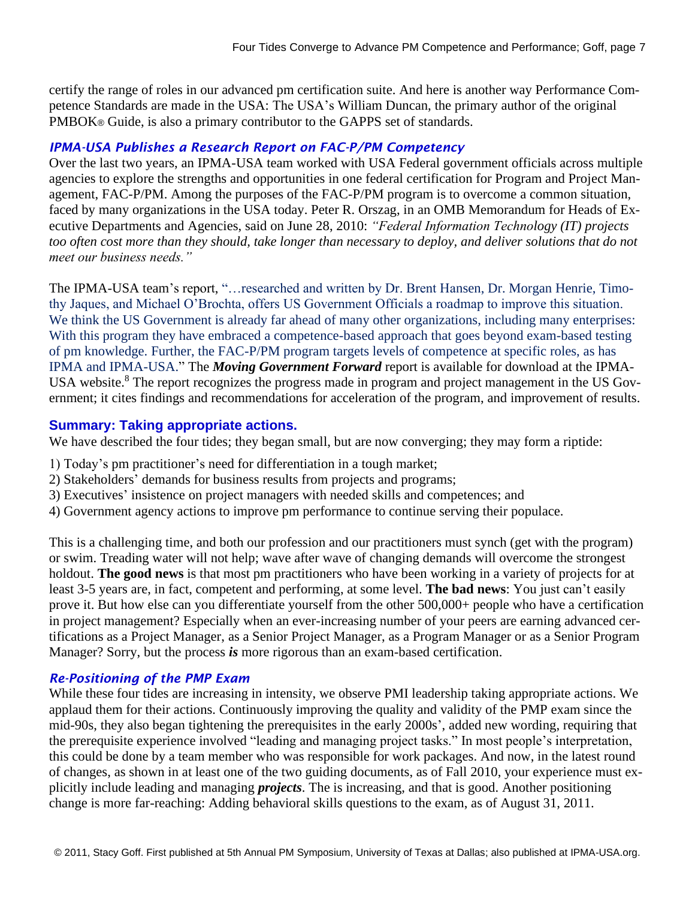certify the range of roles in our advanced pm certification suite. And here is another way Performance Competence Standards are made in the USA: The USA's William Duncan, the primary author of the original PMBOK® Guide, is also a primary contributor to the GAPPS set of standards.

### *IPMA-USA Publishes a Research Report on FAC-P/PM Competency*

Over the last two years, an IPMA-USA team worked with USA Federal government officials across multiple agencies to explore the strengths and opportunities in one federal certification for Program and Project Management, FAC-P/PM. Among the purposes of the FAC-P/PM program is to overcome a common situation, faced by many organizations in the USA today. Peter R. Orszag, in an OMB Memorandum for Heads of Executive Departments and Agencies, said on June 28, 2010: *"Federal Information Technology (IT) projects too often cost more than they should, take longer than necessary to deploy, and deliver solutions that do not meet our business needs."*

The IPMA-USA team's report, "…researched and written by Dr. Brent Hansen, Dr. Morgan Henrie, Timothy Jaques, and Michael O'Brochta, offers US Government Officials a roadmap to improve this situation. We think the US Government is already far ahead of many other organizations, including many enterprises: With this program they have embraced a competence-based approach that goes beyond exam-based testing of pm knowledge. Further, the FAC-P/PM program targets levels of competence at specific roles, as has IPMA and IPMA-USA." The ***Moving Government Forward*** report is available for download at the IPMA-USA website.[8] The report recognizes the progress made in program and project management in the US Government; it cites findings and recommendations for acceleration of the program, and improvement of results.

## Summary: Taking appropriate actions.

We have described the four tides; they began small, but are now converging; they may form a riptide:

1) Today's pm practitioner's need for differentiation in a tough market;
2) Stakeholders' demands for business results from projects and programs;
3) Executives' insistence on project managers with needed skills and competences; and
4) Government agency actions to improve pm performance to continue serving their populace.

This is a challenging time, and both our profession and our practitioners must synch (get with the program) or swim. Treading water will not help; wave after wave of changing demands will overcome the strongest holdout. **The good news** is that most pm practitioners who have been working in a variety of projects for at least 3-5 years are, in fact, competent and performing, at some level. **The bad news**: You just can't easily prove it. But how else can you differentiate yourself from the other 500,000+ people who have a certification in project management? Especially when an ever-increasing number of your peers are earning advanced certifications as a Project Manager, as a Senior Project Manager, as a Program Manager or as a Senior Program Manager? Sorry, but the process ***is*** more rigorous than an exam-based certification.

### *Re-Positioning of the PMP Exam*

While these four tides are increasing in intensity, we observe PMI leadership taking appropriate actions. We applaud them for their actions. Continuously improving the quality and validity of the PMP exam since the mid-90s, they also began tightening the prerequisites in the early 2000s', added new wording, requiring that the prerequisite experience involved "leading and managing project tasks." In most people's interpretation, this could be done by a team member who was responsible for work packages. And now, in the latest round of changes, as shown in at least one of the two guiding documents, as of Fall 2010, your experience must explicitly include leading and managing ***projects***. The is increasing, and that is good. Another positioning change is more far-reaching: Adding behavioral skills questions to the exam, as of August 31, 2011.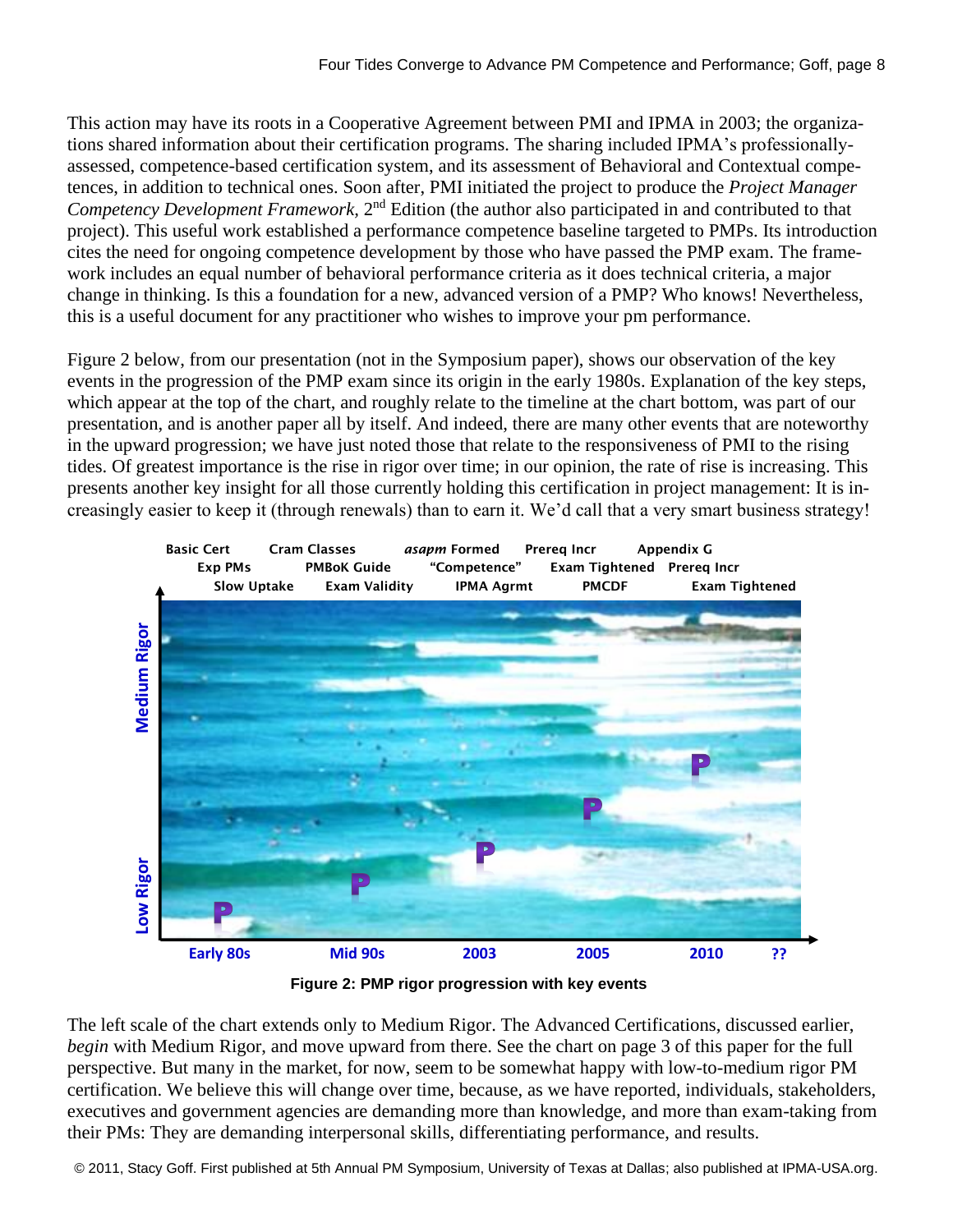This action may have its roots in a Cooperative Agreement between PMI and IPMA in 2003; the organizations shared information about their certification programs. The sharing included IPMA's professionally-assessed, competence-based certification system, and its assessment of Behavioral and Contextual competences, in addition to technical ones. Soon after, PMI initiated the project to produce the *Project Manager Competency Development Framework*, 2nd Edition (the author also participated in and contributed to that project). This useful work established a performance competence baseline targeted to PMPs. Its introduction cites the need for ongoing competence development by those who have passed the PMP exam. The framework includes an equal number of behavioral performance criteria as it does technical criteria, a major change in thinking. Is this a foundation for a new, advanced version of a PMP? Who knows! Nevertheless, this is a useful document for any practitioner who wishes to improve your pm performance.

Figure 2 below, from our presentation (not in the Symposium paper), shows our observation of the key events in the progression of the PMP exam since its origin in the early 1980s. Explanation of the key steps, which appear at the top of the chart, and roughly relate to the timeline at the chart bottom, was part of our presentation, and is another paper all by itself. And indeed, there are many other events that are noteworthy in the upward progression; we have just noted those that relate to the responsiveness of PMI to the rising tides. Of greatest importance is the rise in rigor over time; in our opinion, the rate of rise is increasing. This presents another key insight for all those currently holding this certification in project management: It is increasingly easier to keep it (through renewals) than to earn it. We'd call that a very smart business strategy!

**Figure 2: PMP rigor progression with key events**

The left scale of the chart extends only to Medium Rigor. The Advanced Certifications, discussed earlier, *begin* with Medium Rigor, and move upward from there. See the chart on page 3 of this paper for the full perspective. But many in the market, for now, seem to be somewhat happy with low-to-medium rigor PM certification. We believe this will change over time, because, as we have reported, individuals, stakeholders, executives and government agencies are demanding more than knowledge, and more than exam-taking from their PMs: They are demanding interpersonal skills, differentiating performance, and results.

© 2011, Stacy Goff. First published at 5th Annual PM Symposium, University of Texas at Dallas; also published at IPMA-USA.org.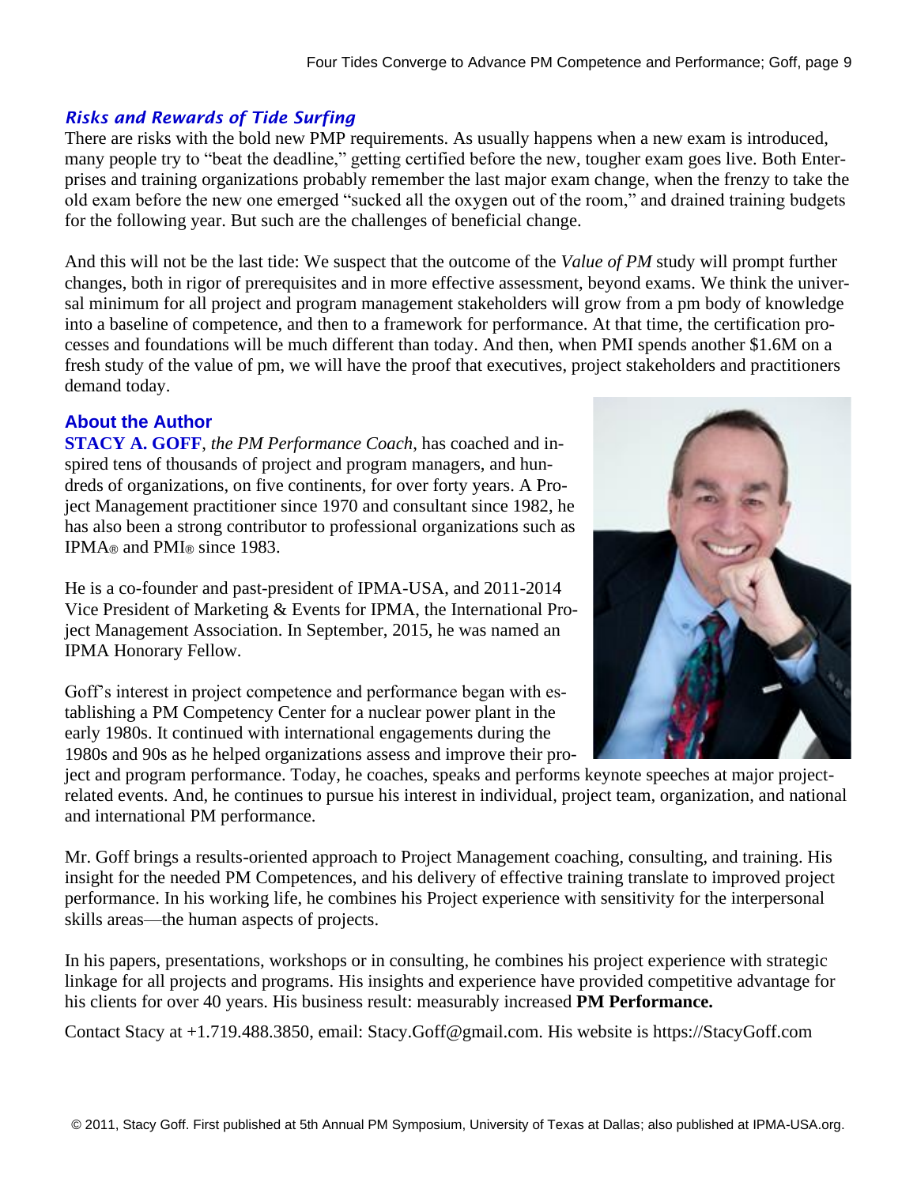### *Risks and Rewards of Tide Surfing*

There are risks with the bold new PMP requirements. As usually happens when a new exam is introduced, many people try to "beat the deadline," getting certified before the new, tougher exam goes live. Both Enterprises and training organizations probably remember the last major exam change, when the frenzy to take the old exam before the new one emerged "sucked all the oxygen out of the room," and drained training budgets for the following year. But such are the challenges of beneficial change.

And this will not be the last tide: We suspect that the outcome of the *Value of PM* study will prompt further changes, both in rigor of prerequisites and in more effective assessment, beyond exams. We think the universal minimum for all project and program management stakeholders will grow from a pm body of knowledge into a baseline of competence, and then to a framework for performance. At that time, the certification processes and foundations will be much different than today. And then, when PMI spends another $1.6M on a fresh study of the value of pm, we will have the proof that executives, project stakeholders and practitioners demand today.

### About the Author

**STACY A. GOFF**, *the PM Performance Coach*, has coached and inspired tens of thousands of project and program managers, and hundreds of organizations, on five continents, for over forty years. A Project Management practitioner since 1970 and consultant since 1982, he has also been a strong contributor to professional organizations such as IPMA® and PMI® since 1983.

He is a co-founder and past-president of IPMA-USA, and 2011-2014 Vice President of Marketing & Events for IPMA, the International Project Management Association. In September, 2015, he was named an IPMA Honorary Fellow.

Goff's interest in project competence and performance began with establishing a PM Competency Center for a nuclear power plant in the early 1980s. It continued with international engagements during the 1980s and 90s as he helped organizations assess and improve their project and program performance. Today, he coaches, speaks and performs keynote speeches at major project-related events. And, he continues to pursue his interest in individual, project team, organization, and national and international PM performance.

Mr. Goff brings a results-oriented approach to Project Management coaching, consulting, and training. His insight for the needed PM Competences, and his delivery of effective training translate to improved project performance. In his working life, he combines his Project experience with sensitivity for the interpersonal skills areas—the human aspects of projects.

In his papers, presentations, workshops or in consulting, he combines his project experience with strategic linkage for all projects and programs. His insights and experience have provided competitive advantage for his clients for over 40 years. His business result: measurably increased **PM Performance.**

Contact Stacy at +1.719.488.3850, email: Stacy.Goff@gmail.com. His website is https://StacyGoff.com

© 2011, Stacy Goff. First published at 5th Annual PM Symposium, University of Texas at Dallas; also published at IPMA-USA.org.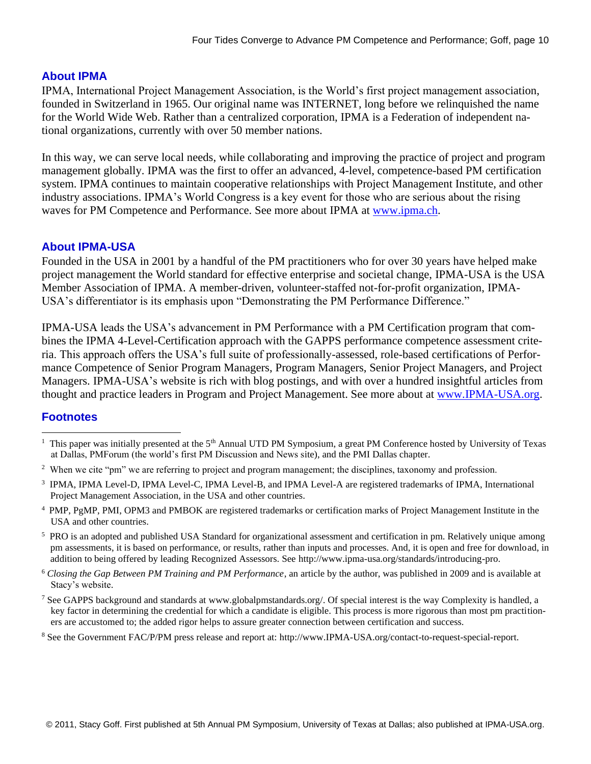## About IPMA

IPMA, International Project Management Association, is the World's first project management association, founded in Switzerland in 1965. Our original name was INTERNET, long before we relinquished the name for the World Wide Web. Rather than a centralized corporation, IPMA is a Federation of independent national organizations, currently with over 50 member nations.

In this way, we can serve local needs, while collaborating and improving the practice of project and program management globally. IPMA was the first to offer an advanced, 4-level, competence-based PM certification system. IPMA continues to maintain cooperative relationships with Project Management Institute, and other industry associations. IPMA's World Congress is a key event for those who are serious about the rising waves for PM Competence and Performance. See more about IPMA at www.ipma.ch.

## About IPMA-USA

Founded in the USA in 2001 by a handful of the PM practitioners who for over 30 years have helped make project management the World standard for effective enterprise and societal change, IPMA-USA is the USA Member Association of IPMA. A member-driven, volunteer-staffed not-for-profit organization, IPMA-USA's differentiator is its emphasis upon "Demonstrating the PM Performance Difference."

IPMA-USA leads the USA's advancement in PM Performance with a PM Certification program that combines the IPMA 4-Level-Certification approach with the GAPPS performance competence assessment criteria. This approach offers the USA's full suite of professionally-assessed, role-based certifications of Performance Competence of Senior Program Managers, Program Managers, Senior Project Managers, and Project Managers. IPMA-USA's website is rich with blog postings, and with over a hundred insightful articles from thought and practice leaders in Program and Project Management. See more about at www.IPMA-USA.org.

## Footnotes

[1] This paper was initially presented at the 5th Annual UTD PM Symposium, a great PM Conference hosted by University of Texas at Dallas, PMForum (the world's first PM Discussion and News site), and the PMI Dallas chapter.

[2] When we cite "pm" we are referring to project and program management; the disciplines, taxonomy and profession.

[3] IPMA, IPMA Level-D, IPMA Level-C, IPMA Level-B, and IPMA Level-A are registered trademarks of IPMA, International Project Management Association, in the USA and other countries.

[4] PMP, PgMP, PMI, OPM3 and PMBOK are registered trademarks or certification marks of Project Management Institute in the USA and other countries.

[5] PRO is an adopted and published USA Standard for organizational assessment and certification in pm. Relatively unique among pm assessments, it is based on performance, or results, rather than inputs and processes. And, it is open and free for download, in addition to being offered by leading Recognized Assessors. See http://www.ipma-usa.org/standards/introducing-pro.

[6] *Closing the Gap Between PM Training and PM Performance*, an article by the author, was published in 2009 and is available at Stacy's website.

[7] See GAPPS background and standards at www.globalpmstandards.org/. Of special interest is the way Complexity is handled, a key factor in determining the credential for which a candidate is eligible. This process is more rigorous than most pm practitioners are accustomed to; the added rigor helps to assure greater connection between certification and success.

[8] See the Government FAC/P/PM press release and report at: http://www.IPMA-USA.org/contact-to-request-special-report.